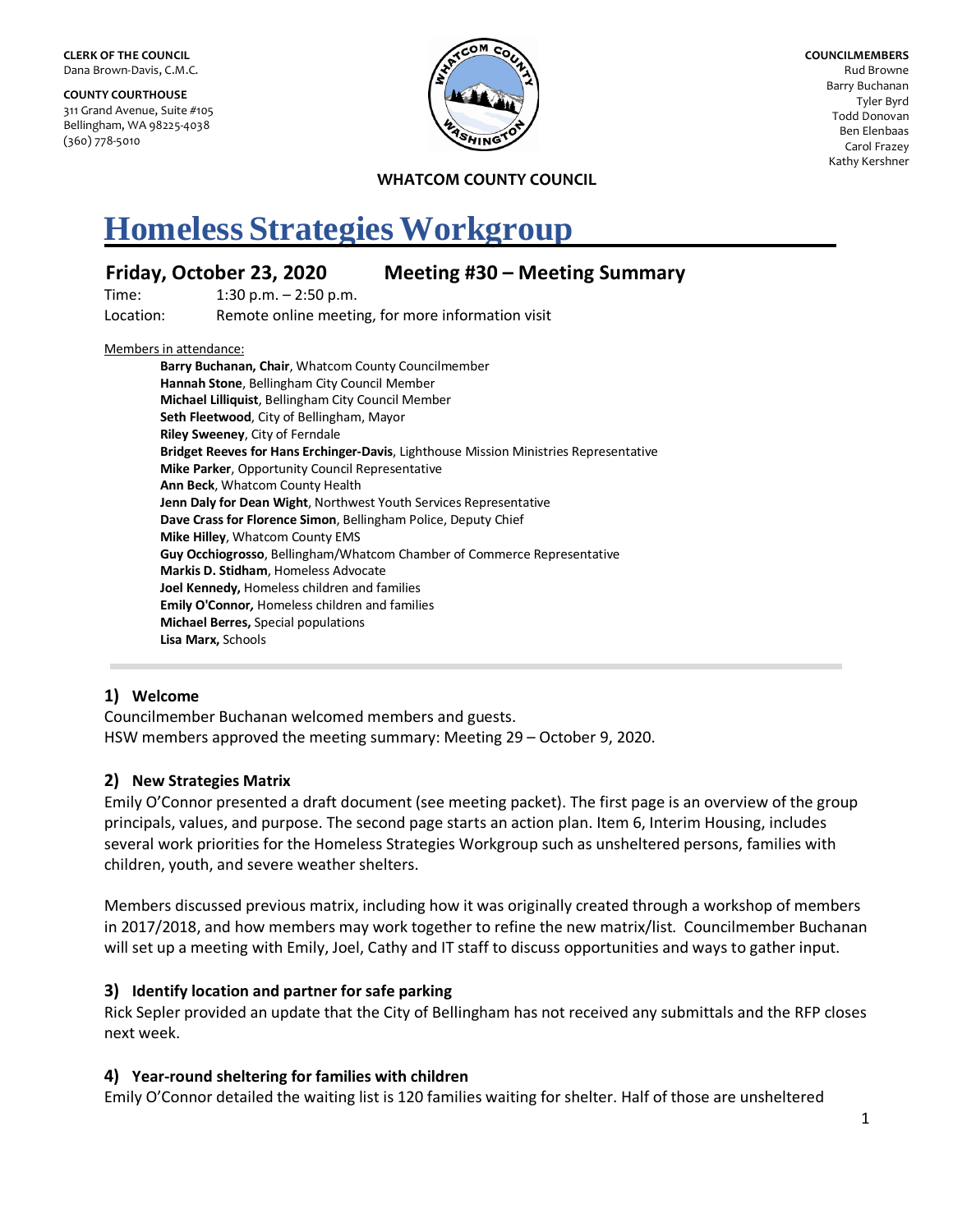**CLERK OF THE COUNCIL**
Dana Brown-Davis, C.M.C.

**COUNTY COURTHOUSE**
311 Grand Avenue, Suite #105
Bellingham, WA 98225-4038
(360) 778-5010

**COUNCILMEMBERS**
Rud Browne
Barry Buchanan
Tyler Byrd
Todd Donovan
Ben Elenbaas
Carol Frazey
Kathy Kershner

**WHATCOM COUNTY COUNCIL**

# Homeless Strategies Workgroup

## Friday, October 23, 2020 Meeting #30 – Meeting Summary

Time: 1:30 p.m. – 2:50 p.m.
Location: Remote online meeting, for more information visit

Members in attendance:

- **Barry Buchanan, Chair**, Whatcom County Councilmember
- **Hannah Stone**, Bellingham City Council Member
- **Michael Lilliquist**, Bellingham City Council Member
- **Seth Fleetwood**, City of Bellingham, Mayor
- **Riley Sweeney**, City of Ferndale
- **Bridget Reeves for Hans Erchinger-Davis**, Lighthouse Mission Ministries Representative
- **Mike Parker**, Opportunity Council Representative
- **Ann Beck**, Whatcom County Health
- **Jenn Daly for Dean Wight**, Northwest Youth Services Representative
- **Dave Crass for Florence Simon**, Bellingham Police, Deputy Chief
- **Mike Hilley**, Whatcom County EMS
- **Guy Occhiogrosso**, Bellingham/Whatcom Chamber of Commerce Representative
- **Markis D. Stidham**, Homeless Advocate
- **Joel Kennedy,** Homeless children and families
- **Emily O'Connor,** Homeless children and families
- **Michael Berres,** Special populations
- **Lisa Marx,** Schools

### 1) Welcome

Councilmember Buchanan welcomed members and guests.
HSW members approved the meeting summary: Meeting 29 – October 9, 2020.

### 2) New Strategies Matrix

Emily O'Connor presented a draft document (see meeting packet). The first page is an overview of the group principals, values, and purpose. The second page starts an action plan. Item 6, Interim Housing, includes several work priorities for the Homeless Strategies Workgroup such as unsheltered persons, families with children, youth, and severe weather shelters.

Members discussed previous matrix, including how it was originally created through a workshop of members in 2017/2018, and how members may work together to refine the new matrix/list. Councilmember Buchanan will set up a meeting with Emily, Joel, Cathy and IT staff to discuss opportunities and ways to gather input.

### 3) Identify location and partner for safe parking

Rick Sepler provided an update that the City of Bellingham has not received any submittals and the RFP closes next week.

### 4) Year-round sheltering for families with children

Emily O'Connor detailed the waiting list is 120 families waiting for shelter. Half of those are unsheltered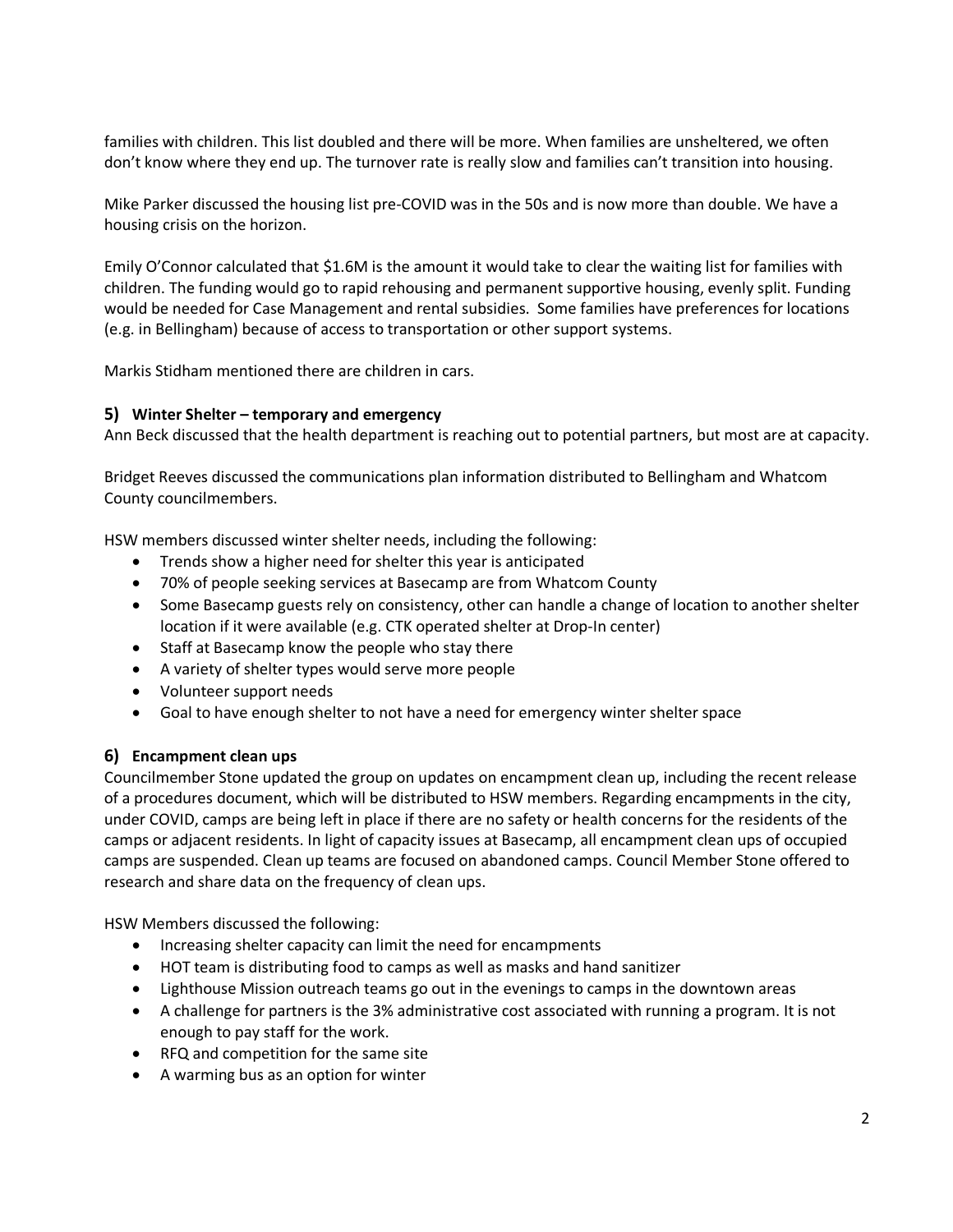families with children. This list doubled and there will be more. When families are unsheltered, we often don't know where they end up. The turnover rate is really slow and families can't transition into housing.

Mike Parker discussed the housing list pre-COVID was in the 50s and is now more than double. We have a housing crisis on the horizon.

Emily O'Connor calculated that $1.6M is the amount it would take to clear the waiting list for families with children. The funding would go to rapid rehousing and permanent supportive housing, evenly split. Funding would be needed for Case Management and rental subsidies. Some families have preferences for locations (e.g. in Bellingham) because of access to transportation or other support systems.

Markis Stidham mentioned there are children in cars.

### 5) Winter Shelter – temporary and emergency

Ann Beck discussed that the health department is reaching out to potential partners, but most are at capacity.

Bridget Reeves discussed the communications plan information distributed to Bellingham and Whatcom County councilmembers.

HSW members discussed winter shelter needs, including the following:

- Trends show a higher need for shelter this year is anticipated
- 70% of people seeking services at Basecamp are from Whatcom County
- Some Basecamp guests rely on consistency, other can handle a change of location to another shelter location if it were available (e.g. CTK operated shelter at Drop-In center)
- Staff at Basecamp know the people who stay there
- A variety of shelter types would serve more people
- Volunteer support needs
- Goal to have enough shelter to not have a need for emergency winter shelter space

### 6) Encampment clean ups

Councilmember Stone updated the group on updates on encampment clean up, including the recent release of a procedures document, which will be distributed to HSW members. Regarding encampments in the city, under COVID, camps are being left in place if there are no safety or health concerns for the residents of the camps or adjacent residents. In light of capacity issues at Basecamp, all encampment clean ups of occupied camps are suspended. Clean up teams are focused on abandoned camps. Council Member Stone offered to research and share data on the frequency of clean ups.

HSW Members discussed the following:

- Increasing shelter capacity can limit the need for encampments
- HOT team is distributing food to camps as well as masks and hand sanitizer
- Lighthouse Mission outreach teams go out in the evenings to camps in the downtown areas
- A challenge for partners is the 3% administrative cost associated with running a program. It is not enough to pay staff for the work.
- RFQ and competition for the same site
- A warming bus as an option for winter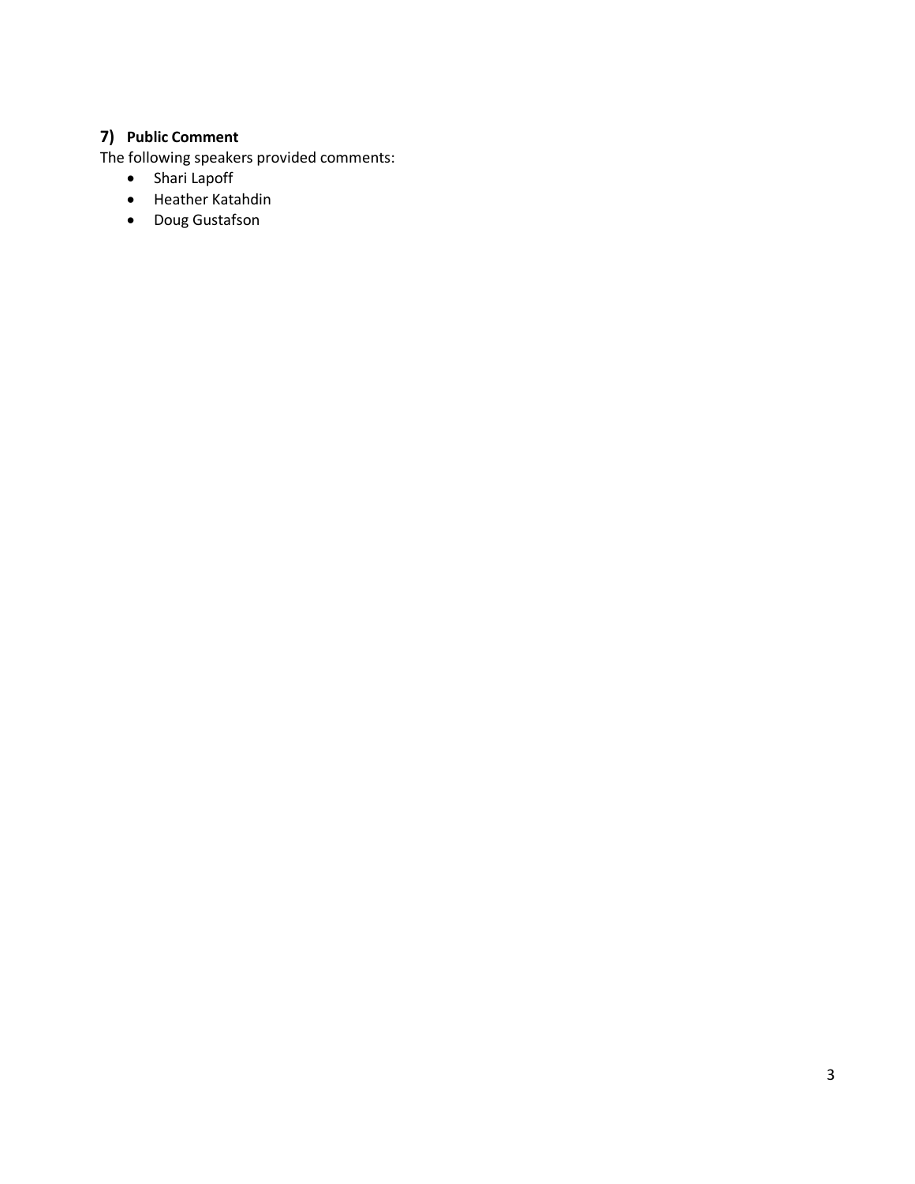## 7) Public Comment

The following speakers provided comments:

- Shari Lapoff
- Heather Katahdin
- Doug Gustafson